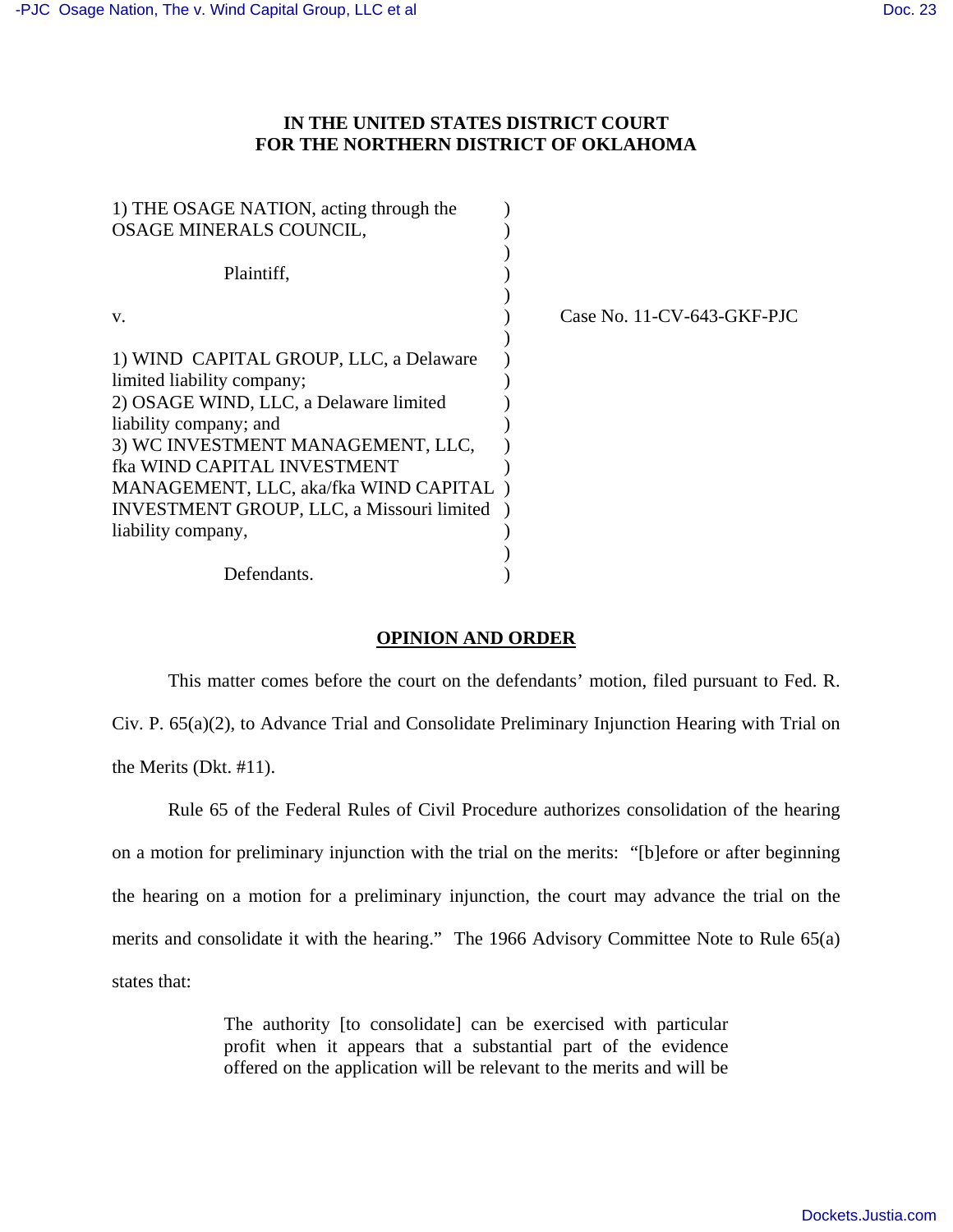**IN THE UNITED STATES DISTRICT COURT**
**FOR THE NORTHERN DISTRICT OF OKLAHOMA**

1) THE OSAGE NATION, acting through the OSAGE MINERALS COUNCIL,

Plaintiff,

v.

1) WIND CAPITAL GROUP, LLC, a Delaware limited liability company;
2) OSAGE WIND, LLC, a Delaware limited liability company; and
3) WC INVESTMENT MANAGEMENT, LLC, fka WIND CAPITAL INVESTMENT MANAGEMENT, LLC, aka/fka WIND CAPITAL INVESTMENT GROUP, LLC, a Missouri limited liability company,

Defendants.

Case No. 11-CV-643-GKF-PJC

**OPINION AND ORDER**

This matter comes before the court on the defendants' motion, filed pursuant to Fed. R. Civ. P. 65(a)(2), to Advance Trial and Consolidate Preliminary Injunction Hearing with Trial on the Merits (Dkt. #11).

Rule 65 of the Federal Rules of Civil Procedure authorizes consolidation of the hearing on a motion for preliminary injunction with the trial on the merits: "[b]efore or after beginning the hearing on a motion for a preliminary injunction, the court may advance the trial on the merits and consolidate it with the hearing." The 1966 Advisory Committee Note to Rule 65(a) states that:

> The authority [to consolidate] can be exercised with particular profit when it appears that a substantial part of the evidence offered on the application will be relevant to the merits and will be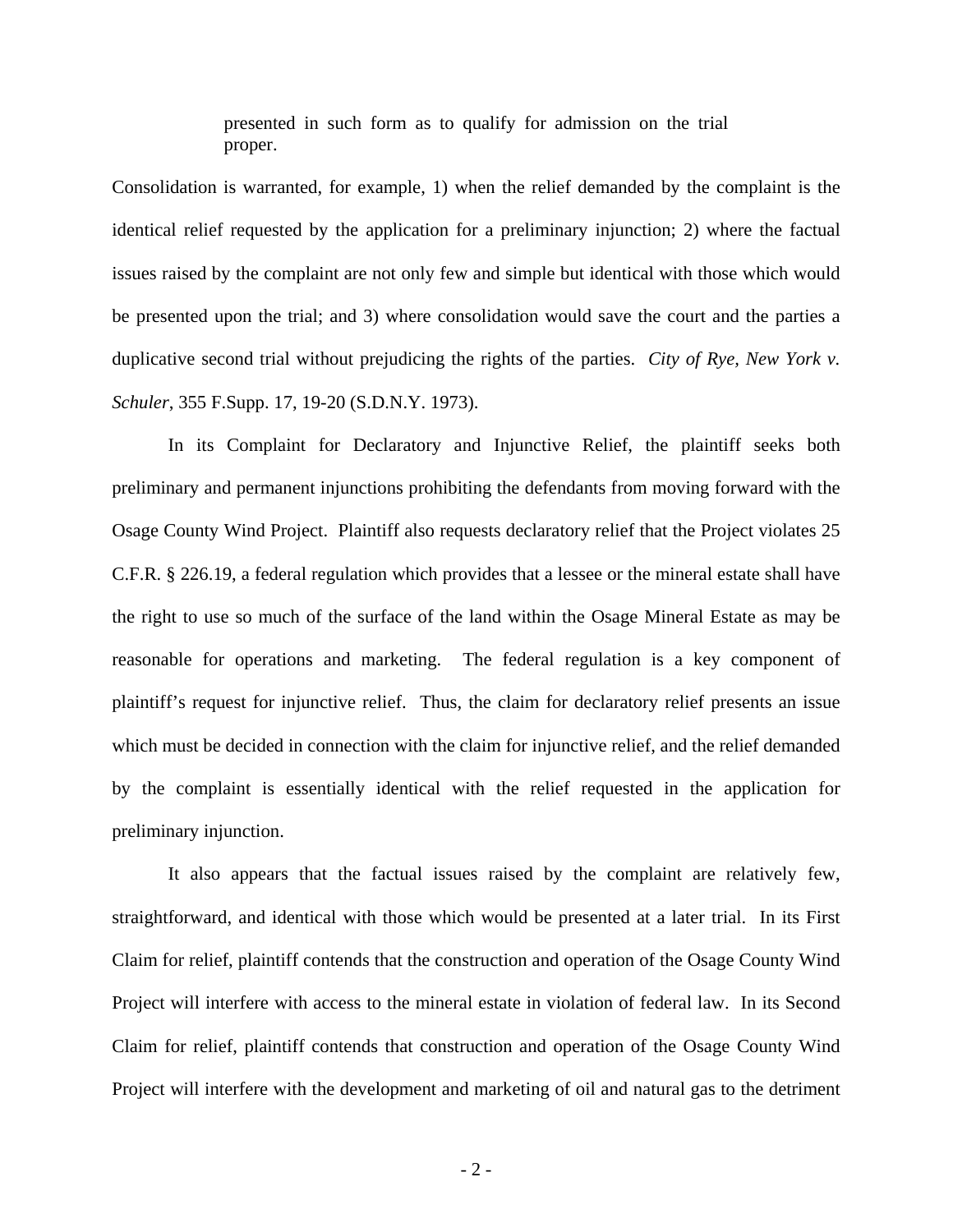> presented in such form as to qualify for admission on the trial proper.

Consolidation is warranted, for example, 1) when the relief demanded by the complaint is the identical relief requested by the application for a preliminary injunction; 2) where the factual issues raised by the complaint are not only few and simple but identical with those which would be presented upon the trial; and 3) where consolidation would save the court and the parties a duplicative second trial without prejudicing the rights of the parties. *City of Rye, New York v. Schuler*, 355 F.Supp. 17, 19-20 (S.D.N.Y. 1973).

In its Complaint for Declaratory and Injunctive Relief, the plaintiff seeks both preliminary and permanent injunctions prohibiting the defendants from moving forward with the Osage County Wind Project. Plaintiff also requests declaratory relief that the Project violates 25 C.F.R. § 226.19, a federal regulation which provides that a lessee or the mineral estate shall have the right to use so much of the surface of the land within the Osage Mineral Estate as may be reasonable for operations and marketing. The federal regulation is a key component of plaintiff's request for injunctive relief. Thus, the claim for declaratory relief presents an issue which must be decided in connection with the claim for injunctive relief, and the relief demanded by the complaint is essentially identical with the relief requested in the application for preliminary injunction.

It also appears that the factual issues raised by the complaint are relatively few, straightforward, and identical with those which would be presented at a later trial. In its First Claim for relief, plaintiff contends that the construction and operation of the Osage County Wind Project will interfere with access to the mineral estate in violation of federal law. In its Second Claim for relief, plaintiff contends that construction and operation of the Osage County Wind Project will interfere with the development and marketing of oil and natural gas to the detriment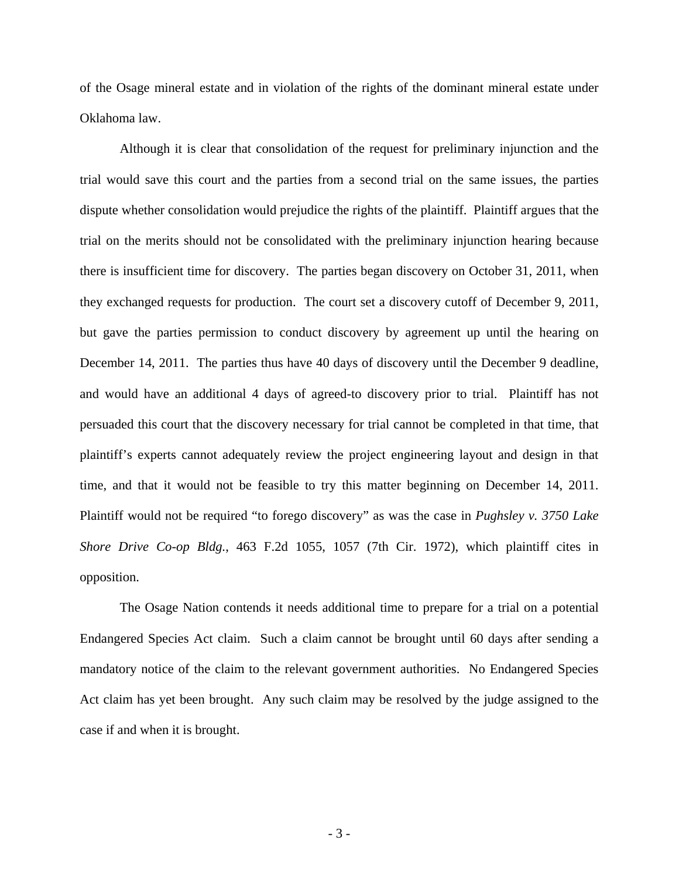of the Osage mineral estate and in violation of the rights of the dominant mineral estate under Oklahoma law.

Although it is clear that consolidation of the request for preliminary injunction and the trial would save this court and the parties from a second trial on the same issues, the parties dispute whether consolidation would prejudice the rights of the plaintiff. Plaintiff argues that the trial on the merits should not be consolidated with the preliminary injunction hearing because there is insufficient time for discovery. The parties began discovery on October 31, 2011, when they exchanged requests for production. The court set a discovery cutoff of December 9, 2011, but gave the parties permission to conduct discovery by agreement up until the hearing on December 14, 2011. The parties thus have 40 days of discovery until the December 9 deadline, and would have an additional 4 days of agreed-to discovery prior to trial. Plaintiff has not persuaded this court that the discovery necessary for trial cannot be completed in that time, that plaintiff's experts cannot adequately review the project engineering layout and design in that time, and that it would not be feasible to try this matter beginning on December 14, 2011. Plaintiff would not be required "to forego discovery" as was the case in *Pughsley v. 3750 Lake Shore Drive Co-op Bldg.*, 463 F.2d 1055, 1057 (7th Cir. 1972), which plaintiff cites in opposition.

The Osage Nation contends it needs additional time to prepare for a trial on a potential Endangered Species Act claim. Such a claim cannot be brought until 60 days after sending a mandatory notice of the claim to the relevant government authorities. No Endangered Species Act claim has yet been brought. Any such claim may be resolved by the judge assigned to the case if and when it is brought.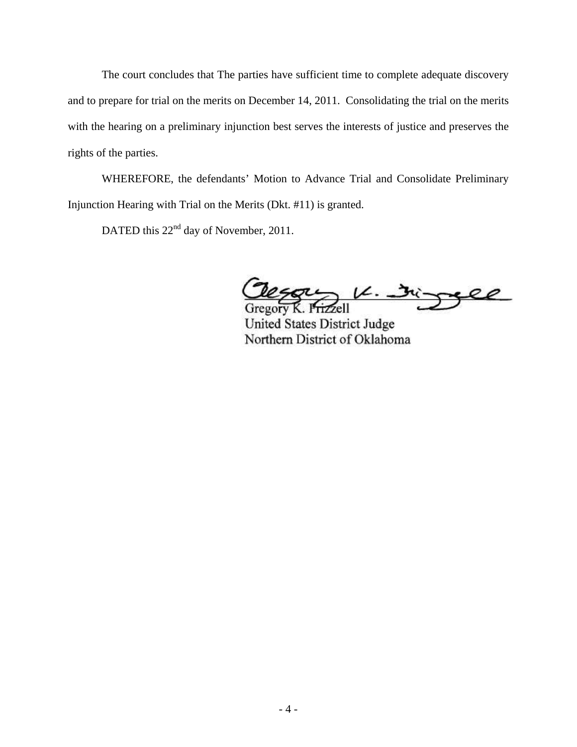The court concludes that The parties have sufficient time to complete adequate discovery and to prepare for trial on the merits on December 14, 2011. Consolidating the trial on the merits with the hearing on a preliminary injunction best serves the interests of justice and preserves the rights of the parties.

WHEREFORE, the defendants' Motion to Advance Trial and Consolidate Preliminary Injunction Hearing with Trial on the Merits (Dkt. #11) is granted.

DATED this 22nd day of November, 2011.

Gregory K. Frizzell
United States District Judge
Northern District of Oklahoma